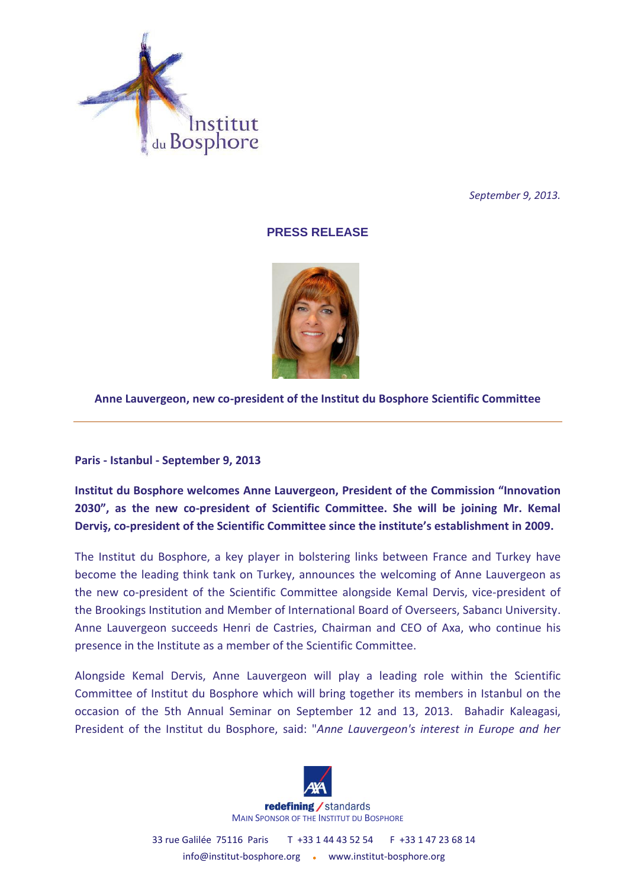*September 9, 2013.*

## PRESS RELEASE

**Anne Lauvergeon, new co-president of the Institut du Bosphore Scientific Committee**

---

**Paris - Istanbul - September 9, 2013**

**Institut du Bosphore welcomes Anne Lauvergeon, President of the Commission "Innovation 2030", as the new co-president of Scientific Committee. She will be joining Mr. Kemal Derviş, co-president of the Scientific Committee since the institute's establishment in 2009.**

The Institut du Bosphore, a key player in bolstering links between France and Turkey have become the leading think tank on Turkey, announces the welcoming of Anne Lauvergeon as the new co-president of the Scientific Committee alongside Kemal Dervis, vice-president of the Brookings Institution and Member of International Board of Overseers, Sabancı University. Anne Lauvergeon succeeds Henri de Castries, Chairman and CEO of Axa, who continue his presence in the Institute as a member of the Scientific Committee.

Alongside Kemal Dervis, Anne Lauvergeon will play a leading role within the Scientific Committee of Institut du Bosphore which will bring together its members in Istanbul on the occasion of the 5th Annual Seminar on September 12 and 13, 2013. Bahadir Kaleagasi, President of the Institut du Bosphore, said: "*Anne Lauvergeon's interest in Europe and her*

AXA redefining / standards
MAIN SPONSOR OF THE INSTITUT DU BOSPHORE

33 rue Galilée 75116 Paris T +33 1 44 43 52 54 F +33 1 47 23 68 14
info@institut-bosphore.org • www.institut-bosphore.org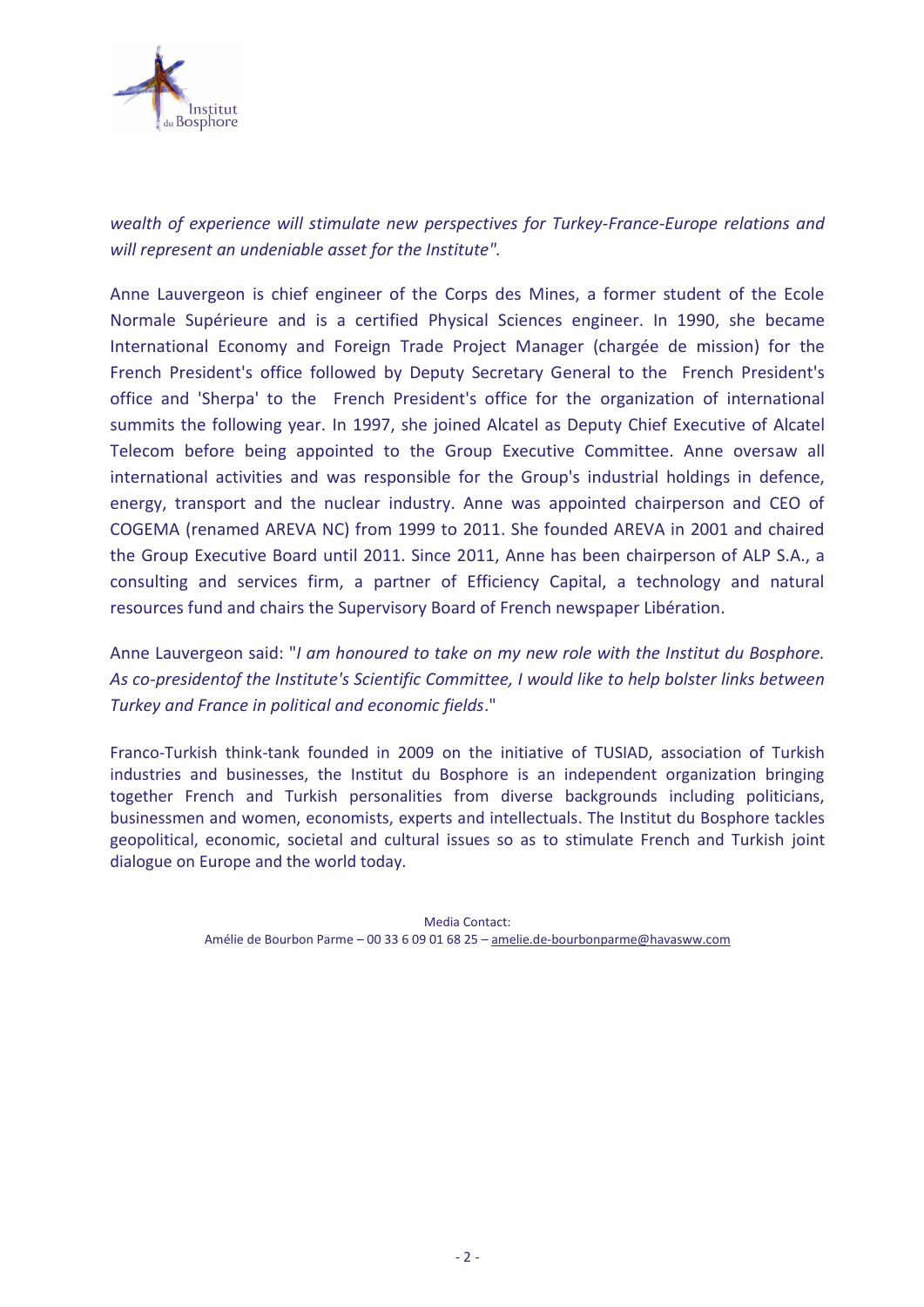*wealth of experience will stimulate new perspectives for Turkey-France-Europe relations and will represent an undeniable asset for the Institute".*

Anne Lauvergeon is chief engineer of the Corps des Mines, a former student of the Ecole Normale Supérieure and is a certified Physical Sciences engineer. In 1990, she became International Economy and Foreign Trade Project Manager (chargée de mission) for the French President's office followed by Deputy Secretary General to the French President's office and 'Sherpa' to the French President's office for the organization of international summits the following year. In 1997, she joined Alcatel as Deputy Chief Executive of Alcatel Telecom before being appointed to the Group Executive Committee. Anne oversaw all international activities and was responsible for the Group's industrial holdings in defence, energy, transport and the nuclear industry. Anne was appointed chairperson and CEO of COGEMA (renamed AREVA NC) from 1999 to 2011. She founded AREVA in 2001 and chaired the Group Executive Board until 2011. Since 2011, Anne has been chairperson of ALP S.A., a consulting and services firm, a partner of Efficiency Capital, a technology and natural resources fund and chairs the Supervisory Board of French newspaper Libération.

Anne Lauvergeon said: "*I am honoured to take on my new role with the Institut du Bosphore. As co-presidentof the Institute's Scientific Committee, I would like to help bolster links between Turkey and France in political and economic fields*."

Franco-Turkish think-tank founded in 2009 on the initiative of TUSIAD, association of Turkish industries and businesses, the Institut du Bosphore is an independent organization bringing together French and Turkish personalities from diverse backgrounds including politicians, businessmen and women, economists, experts and intellectuals. The Institut du Bosphore tackles geopolitical, economic, societal and cultural issues so as to stimulate French and Turkish joint dialogue on Europe and the world today.

Media Contact:
Amélie de Bourbon Parme – 00 33 6 09 01 68 25 – amelie.de-bourbonparme@havasww.com